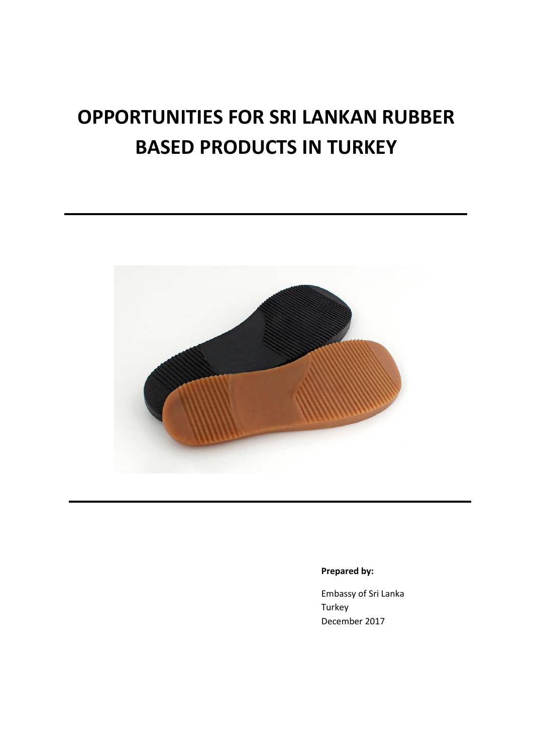# OPPORTUNITIES FOR SRI LANKAN RUBBER BASED PRODUCTS IN TURKEY

**Prepared by:**

Embassy of Sri Lanka
Turkey
December 2017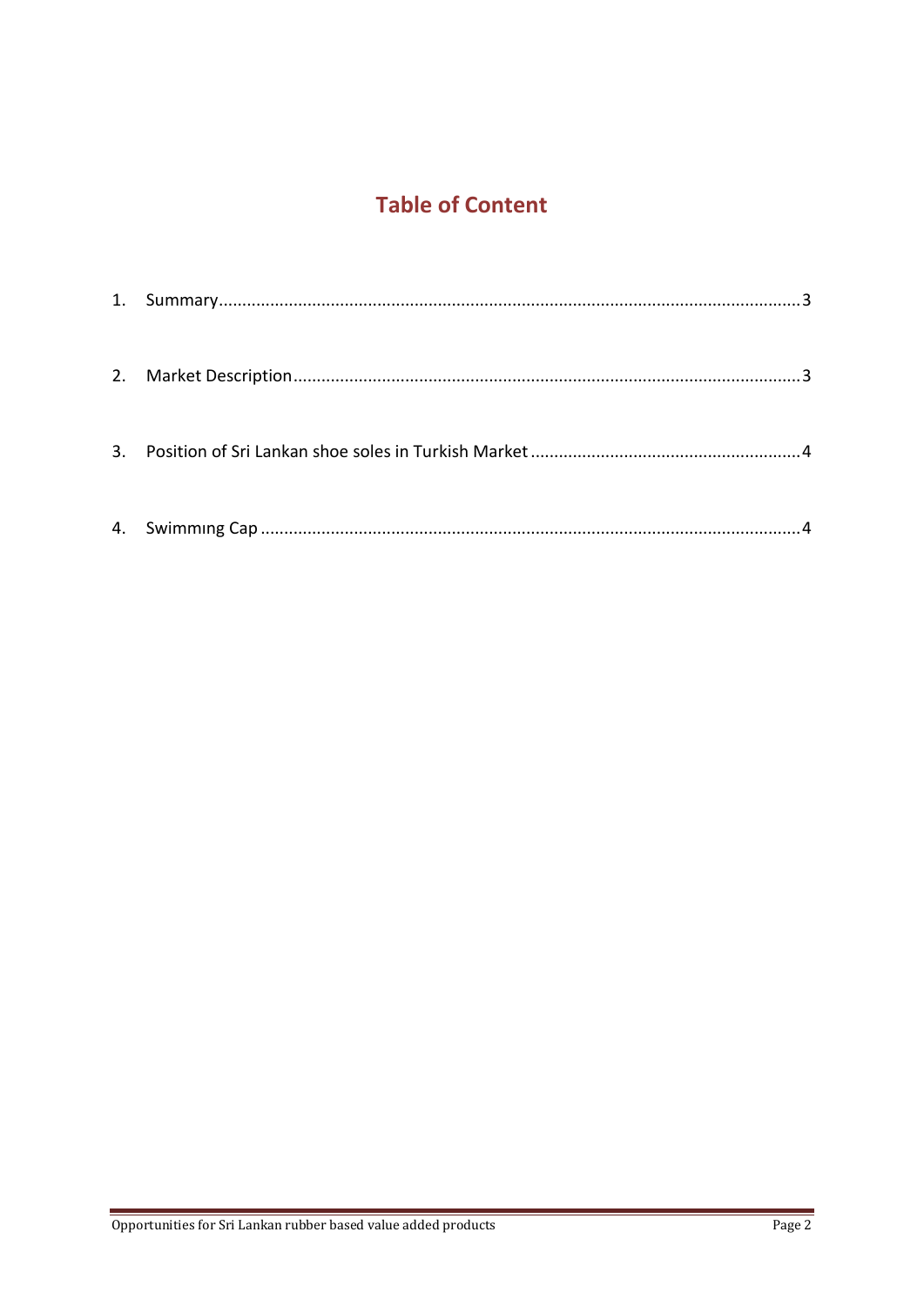# Table of Content

1. Summary....................................................................................................................3
2. Market Description........................................................................................................3
3. Position of Sri Lankan shoe soles in Turkish Market.........................................................4
4. Swimmıng Cap...............................................................................................................4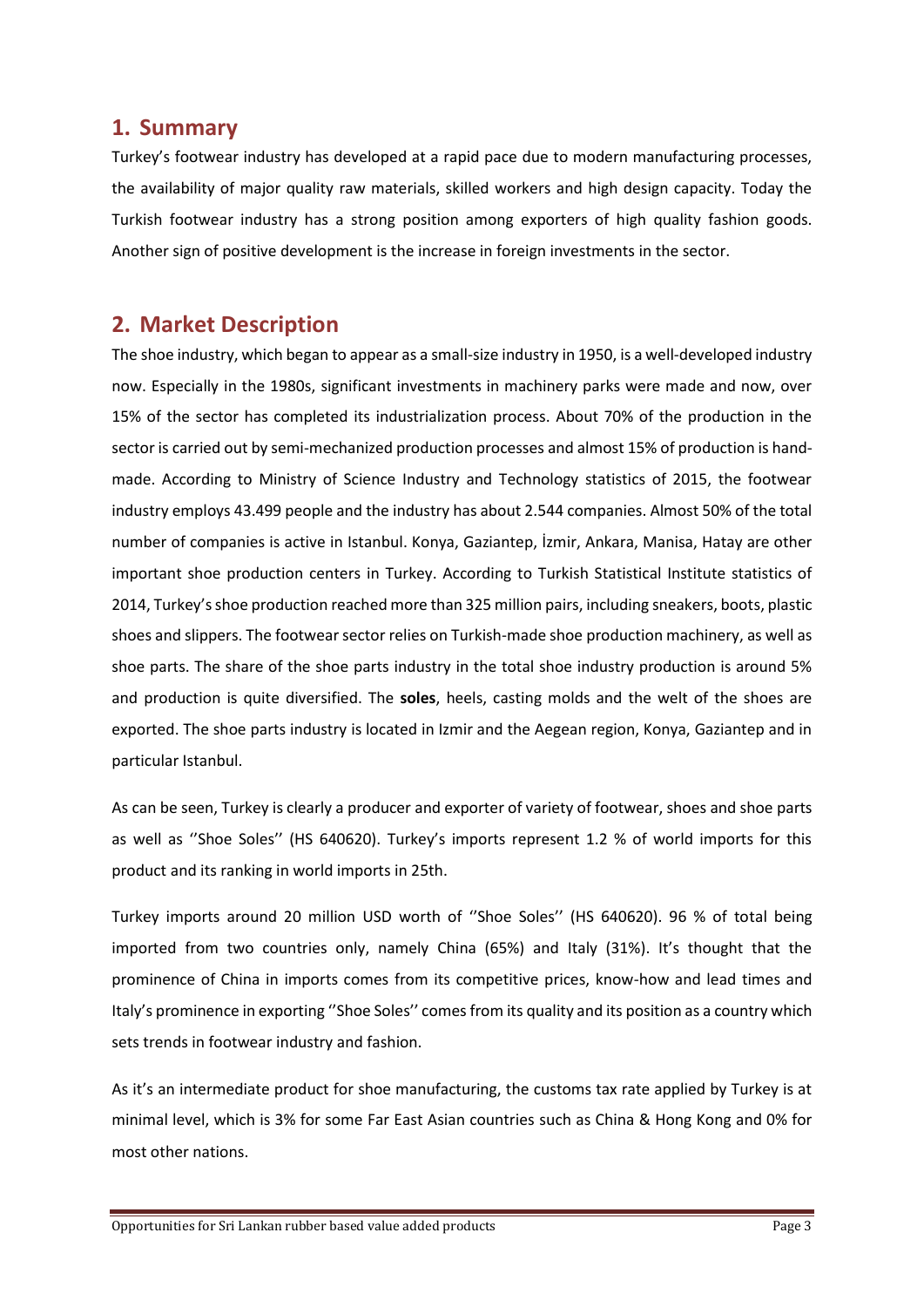## 1. Summary

Turkey's footwear industry has developed at a rapid pace due to modern manufacturing processes, the availability of major quality raw materials, skilled workers and high design capacity. Today the Turkish footwear industry has a strong position among exporters of high quality fashion goods. Another sign of positive development is the increase in foreign investments in the sector.

## 2. Market Description

The shoe industry, which began to appear as a small-size industry in 1950, is a well-developed industry now. Especially in the 1980s, significant investments in machinery parks were made and now, over 15% of the sector has completed its industrialization process. About 70% of the production in the sector is carried out by semi-mechanized production processes and almost 15% of production is hand-made. According to Ministry of Science Industry and Technology statistics of 2015, the footwear industry employs 43.499 people and the industry has about 2.544 companies. Almost 50% of the total number of companies is active in Istanbul. Konya, Gaziantep, İzmir, Ankara, Manisa, Hatay are other important shoe production centers in Turkey. According to Turkish Statistical Institute statistics of 2014, Turkey's shoe production reached more than 325 million pairs, including sneakers, boots, plastic shoes and slippers. The footwear sector relies on Turkish-made shoe production machinery, as well as shoe parts. The share of the shoe parts industry in the total shoe industry production is around 5% and production is quite diversified. The **soles**, heels, casting molds and the welt of the shoes are exported. The shoe parts industry is located in Izmir and the Aegean region, Konya, Gaziantep and in particular Istanbul.

As can be seen, Turkey is clearly a producer and exporter of variety of footwear, shoes and shoe parts as well as ''Shoe Soles'' (HS 640620). Turkey's imports represent 1.2 % of world imports for this product and its ranking in world imports in 25th.

Turkey imports around 20 million USD worth of ''Shoe Soles'' (HS 640620). 96 % of total being imported from two countries only, namely China (65%) and Italy (31%). It's thought that the prominence of China in imports comes from its competitive prices, know-how and lead times and Italy's prominence in exporting ''Shoe Soles'' comes from its quality and its position as a country which sets trends in footwear industry and fashion.

As it's an intermediate product for shoe manufacturing, the customs tax rate applied by Turkey is at minimal level, which is 3% for some Far East Asian countries such as China & Hong Kong and 0% for most other nations.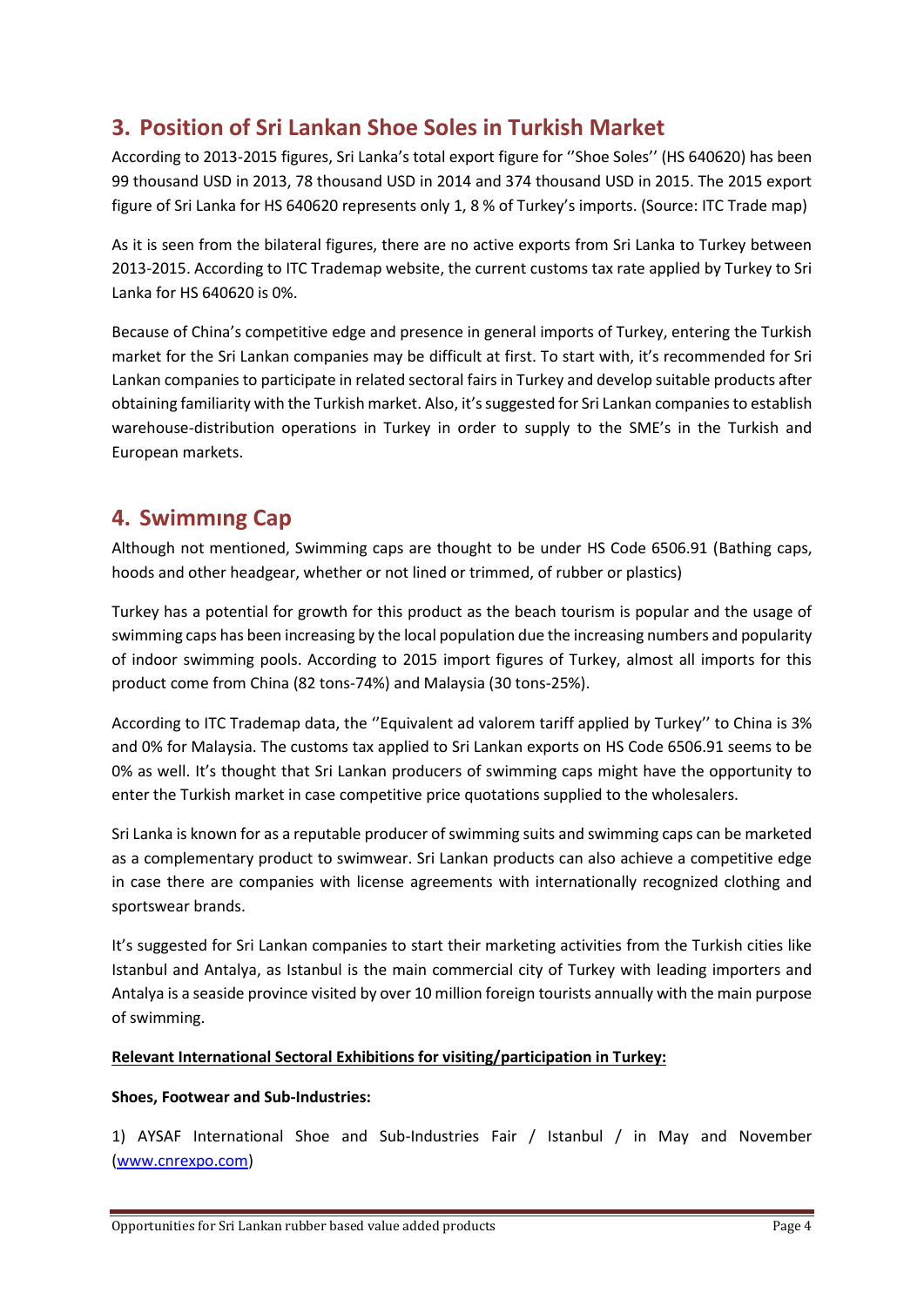## 3. Position of Sri Lankan Shoe Soles in Turkish Market

According to 2013-2015 figures, Sri Lanka's total export figure for ''Shoe Soles'' (HS 640620) has been 99 thousand USD in 2013, 78 thousand USD in 2014 and 374 thousand USD in 2015. The 2015 export figure of Sri Lanka for HS 640620 represents only 1, 8 % of Turkey's imports. (Source: ITC Trade map)

As it is seen from the bilateral figures, there are no active exports from Sri Lanka to Turkey between 2013-2015. According to ITC Trademap website, the current customs tax rate applied by Turkey to Sri Lanka for HS 640620 is 0%.

Because of China's competitive edge and presence in general imports of Turkey, entering the Turkish market for the Sri Lankan companies may be difficult at first. To start with, it's recommended for Sri Lankan companies to participate in related sectoral fairs in Turkey and develop suitable products after obtaining familiarity with the Turkish market. Also, it's suggested for Sri Lankan companies to establish warehouse-distribution operations in Turkey in order to supply to the SME's in the Turkish and European markets.

## 4. Swimmıng Cap

Although not mentioned, Swimming caps are thought to be under HS Code 6506.91 (Bathing caps, hoods and other headgear, whether or not lined or trimmed, of rubber or plastics)

Turkey has a potential for growth for this product as the beach tourism is popular and the usage of swimming caps has been increasing by the local population due the increasing numbers and popularity of indoor swimming pools. According to 2015 import figures of Turkey, almost all imports for this product come from China (82 tons-74%) and Malaysia (30 tons-25%).

According to ITC Trademap data, the ''Equivalent ad valorem tariff applied by Turkey'' to China is 3% and 0% for Malaysia. The customs tax applied to Sri Lankan exports on HS Code 6506.91 seems to be 0% as well. It's thought that Sri Lankan producers of swimming caps might have the opportunity to enter the Turkish market in case competitive price quotations supplied to the wholesalers.

Sri Lanka is known for as a reputable producer of swimming suits and swimming caps can be marketed as a complementary product to swimwear. Sri Lankan products can also achieve a competitive edge in case there are companies with license agreements with internationally recognized clothing and sportswear brands.

It's suggested for Sri Lankan companies to start their marketing activities from the Turkish cities like Istanbul and Antalya, as Istanbul is the main commercial city of Turkey with leading importers and Antalya is a seaside province visited by over 10 million foreign tourists annually with the main purpose of swimming.

**Relevant International Sectoral Exhibitions for visiting/participation in Turkey:**

**Shoes, Footwear and Sub-Industries:**

1) AYSAF International Shoe and Sub-Industries Fair / Istanbul / in May and November (www.cnrexpo.com)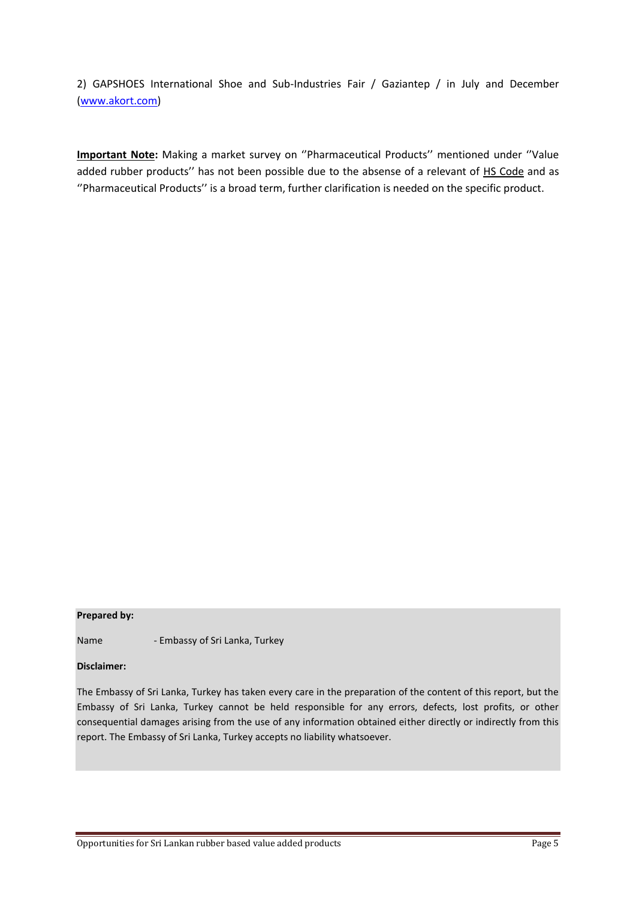2) GAPSHOES International Shoe and Sub-Industries Fair / Gaziantep / in July and December ([www.akort.com](http://www.akort.com))

**Important Note:** Making a market survey on ''Pharmaceutical Products'' mentioned under ''Value added rubber products'' has not been possible due to the absense of a relevant of HS Code and as ''Pharmaceutical Products'' is a broad term, further clarification is needed on the specific product.

**Prepared by:**

Name - Embassy of Sri Lanka, Turkey

**Disclaimer:**

The Embassy of Sri Lanka, Turkey has taken every care in the preparation of the content of this report, but the Embassy of Sri Lanka, Turkey cannot be held responsible for any errors, defects, lost profits, or other consequential damages arising from the use of any information obtained either directly or indirectly from this report. The Embassy of Sri Lanka, Turkey accepts no liability whatsoever.